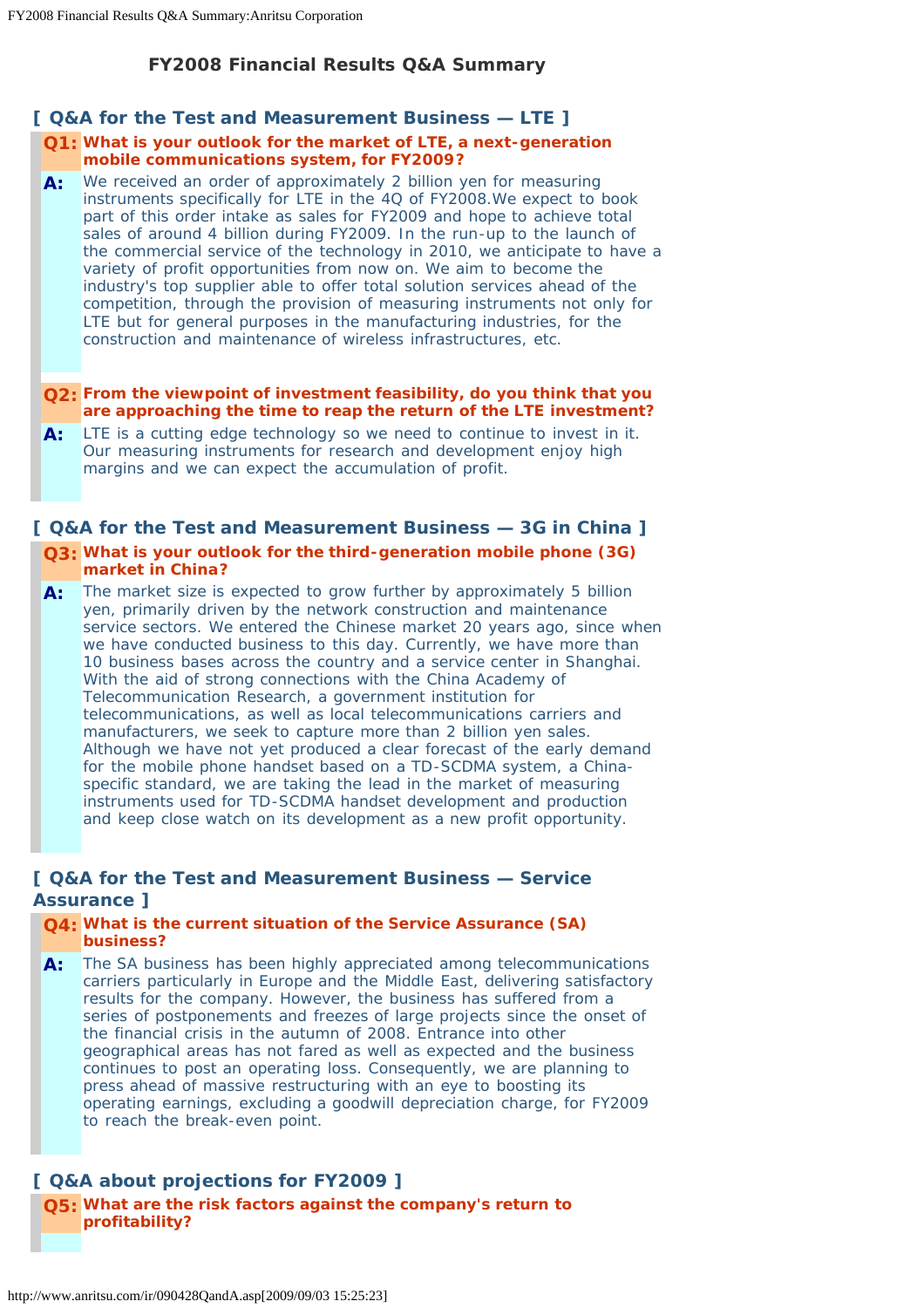# FY2008 Financial Results Q&A Summary

## [ Q&A for the Test and Measurement Business — LTE ]

**Q1: What is your outlook for the market of LTE, a next-generation mobile communications system, for FY2009?**

**A:** We received an order of approximately 2 billion yen for measuring instruments specifically for LTE in the 4Q of FY2008.We expect to book part of this order intake as sales for FY2009 and hope to achieve total sales of around 4 billion during FY2009. In the run-up to the launch of the commercial service of the technology in 2010, we anticipate to have a variety of profit opportunities from now on. We aim to become the industry's top supplier able to offer total solution services ahead of the competition, through the provision of measuring instruments not only for LTE but for general purposes in the manufacturing industries, for the construction and maintenance of wireless infrastructures, etc.

**Q2: From the viewpoint of investment feasibility, do you think that you are approaching the time to reap the return of the LTE investment?**

**A:** LTE is a cutting edge technology so we need to continue to invest in it. Our measuring instruments for research and development enjoy high margins and we can expect the accumulation of profit.

## [ Q&A for the Test and Measurement Business — 3G in China ]

**Q3: What is your outlook for the third-generation mobile phone (3G) market in China?**

**A:** The market size is expected to grow further by approximately 5 billion yen, primarily driven by the network construction and maintenance service sectors. We entered the Chinese market 20 years ago, since when we have conducted business to this day. Currently, we have more than 10 business bases across the country and a service center in Shanghai. With the aid of strong connections with the China Academy of Telecommunication Research, a government institution for telecommunications, as well as local telecommunications carriers and manufacturers, we seek to capture more than 2 billion yen sales. Although we have not yet produced a clear forecast of the early demand for the mobile phone handset based on a TD-SCDMA system, a China-specific standard, we are taking the lead in the market of measuring instruments used for TD-SCDMA handset development and production and keep close watch on its development as a new profit opportunity.

## [ Q&A for the Test and Measurement Business — Service Assurance ]

**Q4: What is the current situation of the Service Assurance (SA) business?**

**A:** The SA business has been highly appreciated among telecommunications carriers particularly in Europe and the Middle East, delivering satisfactory results for the company. However, the business has suffered from a series of postponements and freezes of large projects since the onset of the financial crisis in the autumn of 2008. Entrance into other geographical areas has not fared as well as expected and the business continues to post an operating loss. Consequently, we are planning to press ahead of massive restructuring with an eye to boosting its operating earnings, excluding a goodwill depreciation charge, for FY2009 to reach the break-even point.

## [ Q&A about projections for FY2009 ]

**Q5: What are the risk factors against the company's return to profitability?**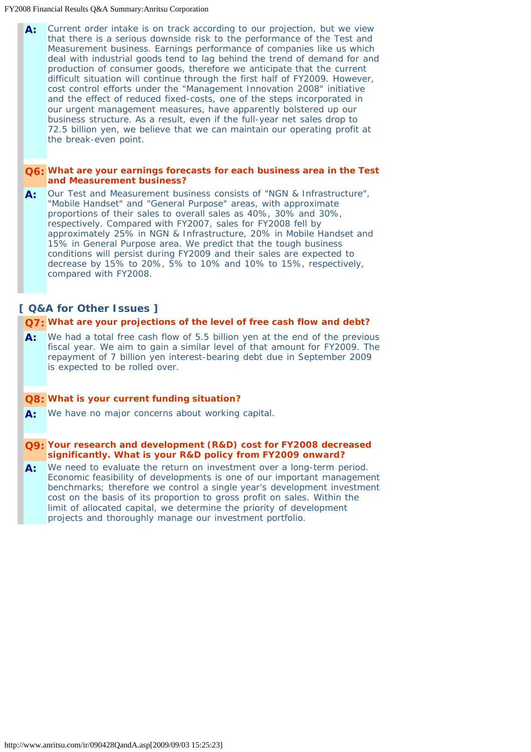**A:** Current order intake is on track according to our projection, but we view that there is a serious downside risk to the performance of the Test and Measurement business. Earnings performance of companies like us which deal with industrial goods tend to lag behind the trend of demand for and production of consumer goods, therefore we anticipate that the current difficult situation will continue through the first half of FY2009. However, cost control efforts under the "Management Innovation 2008" initiative and the effect of reduced fixed-costs, one of the steps incorporated in our urgent management measures, have apparently bolstered up our business structure. As a result, even if the full-year net sales drop to 72.5 billion yen, we believe that we can maintain our operating profit at the break-even point.

**Q6: What are your earnings forecasts for each business area in the Test and Measurement business?**

**A:** Our Test and Measurement business consists of "NGN & Infrastructure", "Mobile Handset" and "General Purpose" areas, with approximate proportions of their sales to overall sales as 40%, 30% and 30%, respectively. Compared with FY2007, sales for FY2008 fell by approximately 25% in NGN & Infrastructure, 20% in Mobile Handset and 15% in General Purpose area. We predict that the tough business conditions will persist during FY2009 and their sales are expected to decrease by 15% to 20%, 5% to 10% and 10% to 15%, respectively, compared with FY2008.

## [ Q&A for Other Issues ]

**Q7: What are your projections of the level of free cash flow and debt?**

**A:** We had a total free cash flow of 5.5 billion yen at the end of the previous fiscal year. We aim to gain a similar level of that amount for FY2009. The repayment of 7 billion yen interest-bearing debt due in September 2009 is expected to be rolled over.

**Q8: What is your current funding situation?**

**A:** We have no major concerns about working capital.

**Q9: Your research and development (R&D) cost for FY2008 decreased significantly. What is your R&D policy from FY2009 onward?**

**A:** We need to evaluate the return on investment over a long-term period. Economic feasibility of developments is one of our important management benchmarks; therefore we control a single year's development investment cost on the basis of its proportion to gross profit on sales. Within the limit of allocated capital, we determine the priority of development projects and thoroughly manage our investment portfolio.